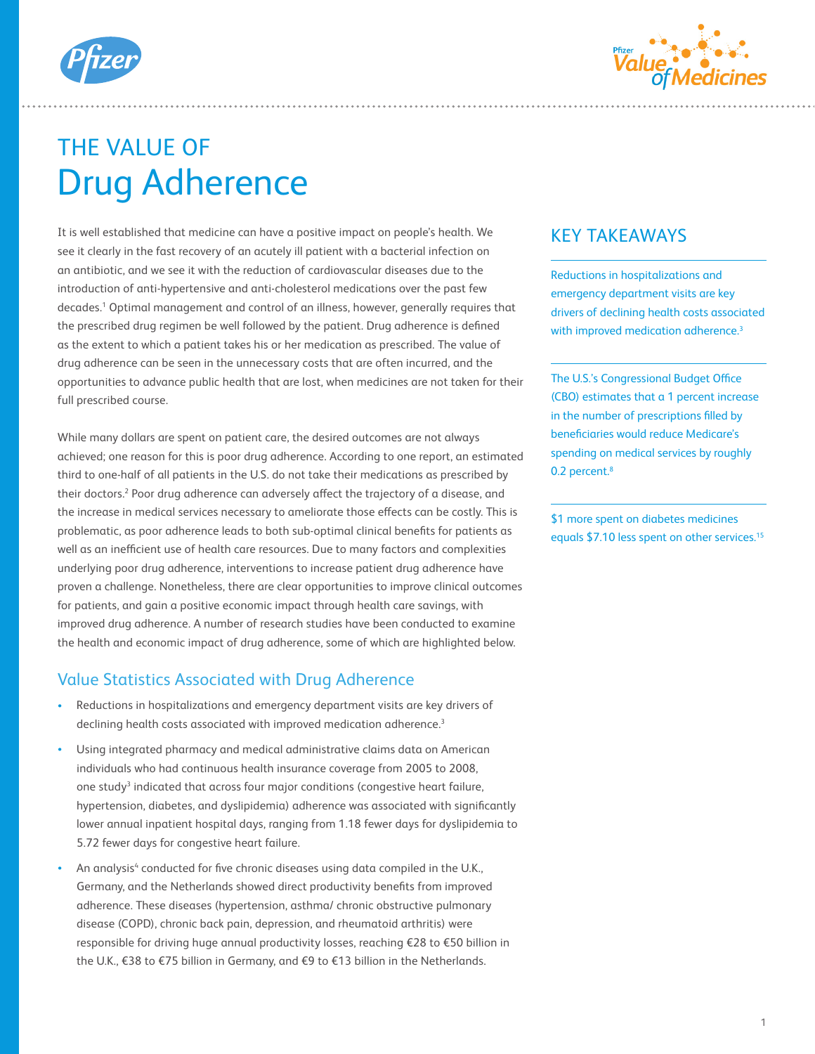# THE VALUE OF Drug Adherence

It is well established that medicine can have a positive impact on people's health. We see it clearly in the fast recovery of an acutely ill patient with a bacterial infection on an antibiotic, and we see it with the reduction of cardiovascular diseases due to the introduction of anti-hypertensive and anti-cholesterol medications over the past few decades.[1] Optimal management and control of an illness, however, generally requires that the prescribed drug regimen be well followed by the patient. Drug adherence is defined as the extent to which a patient takes his or her medication as prescribed. The value of drug adherence can be seen in the unnecessary costs that are often incurred, and the opportunities to advance public health that are lost, when medicines are not taken for their full prescribed course.

While many dollars are spent on patient care, the desired outcomes are not always achieved; one reason for this is poor drug adherence. According to one report, an estimated third to one-half of all patients in the U.S. do not take their medications as prescribed by their doctors.[2] Poor drug adherence can adversely affect the trajectory of a disease, and the increase in medical services necessary to ameliorate those effects can be costly. This is problematic, as poor adherence leads to both sub-optimal clinical benefits for patients as well as an inefficient use of health care resources. Due to many factors and complexities underlying poor drug adherence, interventions to increase patient drug adherence have proven a challenge. Nonetheless, there are clear opportunities to improve clinical outcomes for patients, and gain a positive economic impact through health care savings, with improved drug adherence. A number of research studies have been conducted to examine the health and economic impact of drug adherence, some of which are highlighted below.

## Value Statistics Associated with Drug Adherence

- Reductions in hospitalizations and emergency department visits are key drivers of declining health costs associated with improved medication adherence.[3]
- Using integrated pharmacy and medical administrative claims data on American individuals who had continuous health insurance coverage from 2005 to 2008, one study[3] indicated that across four major conditions (congestive heart failure, hypertension, diabetes, and dyslipidemia) adherence was associated with significantly lower annual inpatient hospital days, ranging from 1.18 fewer days for dyslipidemia to 5.72 fewer days for congestive heart failure.
- An analysis[4] conducted for five chronic diseases using data compiled in the U.K., Germany, and the Netherlands showed direct productivity benefits from improved adherence. These diseases (hypertension, asthma/ chronic obstructive pulmonary disease (COPD), chronic back pain, depression, and rheumatoid arthritis) were responsible for driving huge annual productivity losses, reaching €28 to €50 billion in the U.K., €38 to €75 billion in Germany, and €9 to €13 billion in the Netherlands.

## KEY TAKEAWAYS

Reductions in hospitalizations and emergency department visits are key drivers of declining health costs associated with improved medication adherence.[3]

The U.S.'s Congressional Budget Office (CBO) estimates that a 1 percent increase in the number of prescriptions filled by beneficiaries would reduce Medicare's spending on medical services by roughly 0.2 percent.[8]

$1 more spent on diabetes medicines equals $7.10 less spent on other services.[15]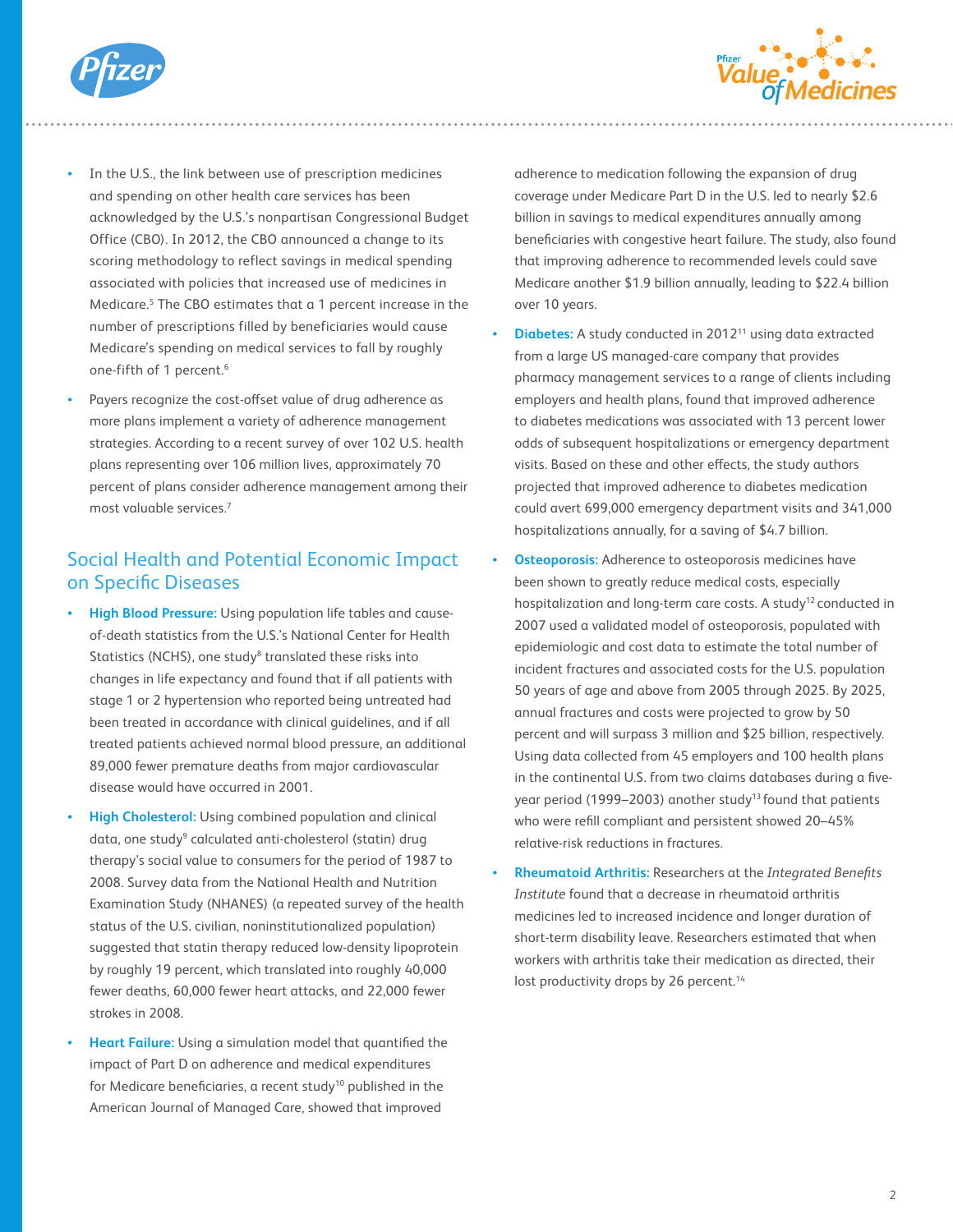- In the U.S., the link between use of prescription medicines and spending on other health care services has been acknowledged by the U.S.'s nonpartisan Congressional Budget Office (CBO). In 2012, the CBO announced a change to its scoring methodology to reflect savings in medical spending associated with policies that increased use of medicines in Medicare.[5] The CBO estimates that a 1 percent increase in the number of prescriptions filled by beneficiaries would cause Medicare's spending on medical services to fall by roughly one-fifth of 1 percent.[6]
- Payers recognize the cost-offset value of drug adherence as more plans implement a variety of adherence management strategies. According to a recent survey of over 102 U.S. health plans representing over 106 million lives, approximately 70 percent of plans consider adherence management among their most valuable services.[7]

## Social Health and Potential Economic Impact on Specific Diseases

- **High Blood Pressure:** Using population life tables and cause-of-death statistics from the U.S.'s National Center for Health Statistics (NCHS), one study[8] translated these risks into changes in life expectancy and found that if all patients with stage 1 or 2 hypertension who reported being untreated had been treated in accordance with clinical guidelines, and if all treated patients achieved normal blood pressure, an additional 89,000 fewer premature deaths from major cardiovascular disease would have occurred in 2001.
- **High Cholesterol:** Using combined population and clinical data, one study[9] calculated anti-cholesterol (statin) drug therapy's social value to consumers for the period of 1987 to 2008. Survey data from the National Health and Nutrition Examination Study (NHANES) (a repeated survey of the health status of the U.S. civilian, noninstitutionalized population) suggested that statin therapy reduced low-density lipoprotein by roughly 19 percent, which translated into roughly 40,000 fewer deaths, 60,000 fewer heart attacks, and 22,000 fewer strokes in 2008.
- **Heart Failure:** Using a simulation model that quantified the impact of Part D on adherence and medical expenditures for Medicare beneficiaries, a recent study[10] published in the American Journal of Managed Care, showed that improved adherence to medication following the expansion of drug coverage under Medicare Part D in the U.S. led to nearly $2.6 billion in savings to medical expenditures annually among beneficiaries with congestive heart failure. The study, also found that improving adherence to recommended levels could save Medicare another $1.9 billion annually, leading to $22.4 billion over 10 years.
- **Diabetes:** A study conducted in 2012[11] using data extracted from a large US managed-care company that provides pharmacy management services to a range of clients including employers and health plans, found that improved adherence to diabetes medications was associated with 13 percent lower odds of subsequent hospitalizations or emergency department visits. Based on these and other effects, the study authors projected that improved adherence to diabetes medication could avert 699,000 emergency department visits and 341,000 hospitalizations annually, for a saving of $4.7 billion.
- **Osteoporosis:** Adherence to osteoporosis medicines have been shown to greatly reduce medical costs, especially hospitalization and long-term care costs. A study[12] conducted in 2007 used a validated model of osteoporosis, populated with epidemiologic and cost data to estimate the total number of incident fractures and associated costs for the U.S. population 50 years of age and above from 2005 through 2025. By 2025, annual fractures and costs were projected to grow by 50 percent and will surpass 3 million and $25 billion, respectively. Using data collected from 45 employers and 100 health plans in the continental U.S. from two claims databases during a five-year period (1999–2003) another study[13] found that patients who were refill compliant and persistent showed 20–45% relative-risk reductions in fractures.
- **Rheumatoid Arthritis:** Researchers at the *Integrated Benefits Institute* found that a decrease in rheumatoid arthritis medicines led to increased incidence and longer duration of short-term disability leave. Researchers estimated that when workers with arthritis take their medication as directed, their lost productivity drops by 26 percent.[14]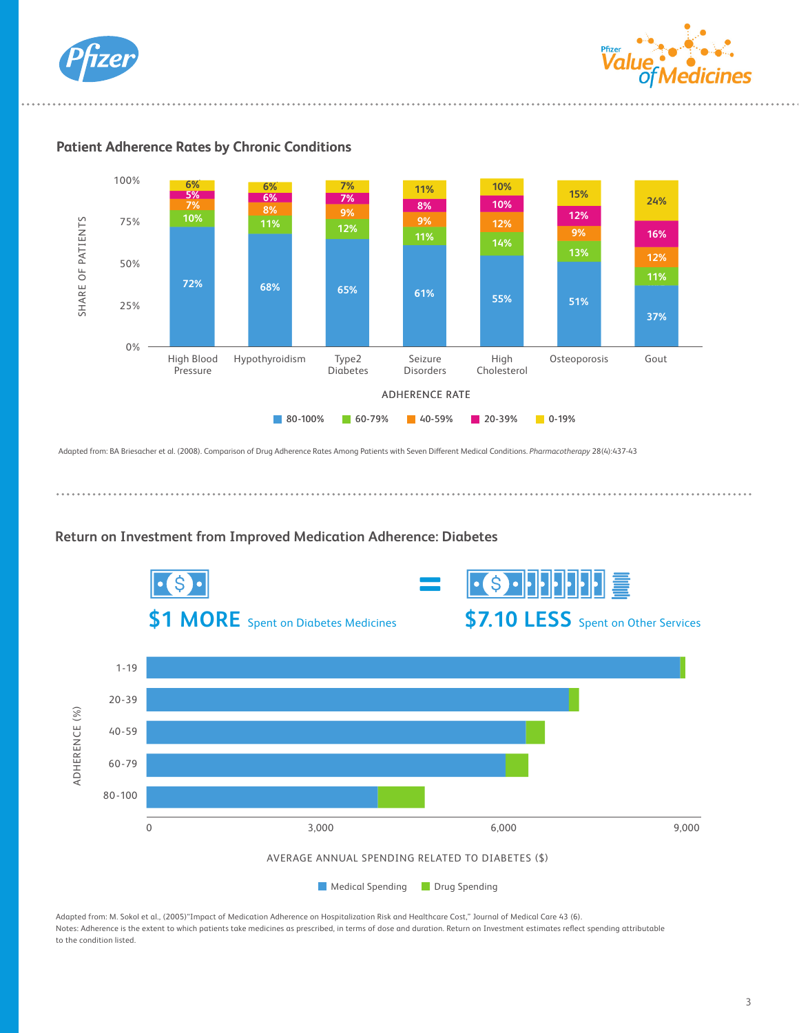## Patient Adherence Rates by Chronic Conditions

SHARE OF PATIENTS by ADHERENCE RATE

| Condition | 80-100% | 60-79% | 40-59% | 20-39% | 0-19% |
|---|---|---|---|---|---|
| High Blood Pressure | 72% | 10% | 7% | 5% | 6% |
| Hypothyroidism | 68% | 11% | 8% | 6% | 6% |
| Type2 Diabetes | 65% | 12% | 9% | 7% | 7% |
| Seizure Disorders | 61% | 11% | 9% | 8% | 11% |
| High Cholesterol | 55% | 14% | 12% | 10% | 10% |
| Osteoporosis | 51% | 13% | 9% | 12% | 15% |
| Gout | 37% | 11% | 12% | 16% | 24% |

Adapted from: BA Briesacher et al. (2008). Comparison of Drug Adherence Rates Among Patients with Seven Different Medical Conditions. *Pharmacotherapy* 28(4):437-43

## Return on Investment from Improved Medication Adherence: Diabetes

**$1 MORE** Spent on Diabetes Medicines = **$7.10 LESS** Spent on Other Services

AVERAGE ANNUAL SPENDING RELATED TO DIABETES ($) by ADHERENCE (%): 1-19, 20-39, 40-59, 60-79, 80-100 (Medical Spending, Drug Spending)

Adapted from: M. Sokol et al., (2005)"Impact of Medication Adherence on Hospitalization Risk and Healthcare Cost," Journal of Medical Care 43 (6).
Notes: Adherence is the extent to which patients take medicines as prescribed, in terms of dose and duration. Return on Investment estimates reflect spending attributable to the condition listed.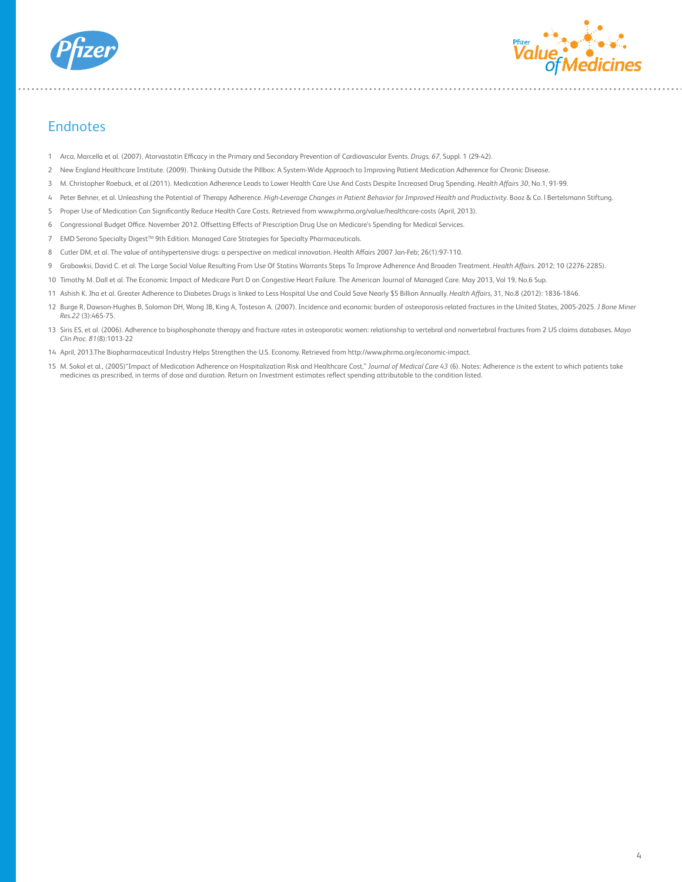## Endnotes

1. Arca, Marcella et al. (2007). Atorvastatin Efficacy in the Primary and Secondary Prevention of Cardiovascular Events. *Drugs, 67*, Suppl. 1 (29-42).
2. New England Healthcare Institute. (2009). Thinking Outside the Pillbox: A System-Wide Approach to Improving Patient Medication Adherence for Chronic Disease.
3. M. Christopher Roebuck, et al.(2011). Medication Adherence Leads to Lower Health Care Use And Costs Despite Increased Drug Spending. *Health Affairs 30*, No.1, 91-99.
4. Peter Behner, et al. Unleashing the Potential of Therapy Adherence. *High-Leverage Changes in Patient Behavior for Improved Health and Productivity*. Booz & Co. l Bertelsmann Stiftung.
5. Proper Use of Medication Can Significantly Reduce Health Care Costs. Retrieved from www.phrma.org/value/healthcare-costs (April, 2013).
6. Congressional Budget Office. November 2012. Offsetting Effects of Prescription Drug Use on Medicare's Spending for Medical Services.
7. EMD Serono Specialty Digest™ 9th Edition. Managed Care Strategies for Specialty Pharmaceuticals.
8. Cutler DM, et al. The value of antihypertensive drugs: a perspective on medical innovation. Health Affairs 2007 Jan-Feb; 26(1):97-110.
9. Grabowksi, David C. et al. The Large Social Value Resulting From Use Of Statins Warrants Steps To Improve Adherence And Broaden Treatment. *Health Affairs*. 2012; 10 (2276-2285).
10. Timothy M. Dall et al. The Economic Impact of Medicare Part D on Congestive Heart Failure. The American Journal of Managed Care. May 2013, Vol 19, No.6 Sup.
11. Ashish K. Jha et al. Greater Adherence to Diabetes Drugs is linked to Less Hospital Use and Could Save Nearly $5 Billion Annually. *Health Affairs*, 31, No.8 (2012): 1836-1846.
12. Burge R, Dawson-Hughes B, Solomon DH, Wong JB, King A, Tosteson A. (2007). Incidence and economic burden of osteoporosis-related fractures in the United States, 2005-2025. *J Bone Miner Res.22* (3):465-75.
13. Siris ES, et al. (2006). Adherence to bisphosphonate therapy and fracture rates in osteoporotic women: relationship to vertebral and nonvertebral fractures from 2 US claims databases. *Mayo Clin Proc. 81*(8):1013-22
14. April, 2013.The Biopharmaceutical Industry Helps Strengthen the U.S. Economy. Retrieved from http://www.phrma.org/economic-impact.
15. M. Sokol et al., (2005)"Impact of Medication Adherence on Hospitalization Risk and Healthcare Cost," *Journal of Medical Care 43* (6). Notes: Adherence is the extent to which patients take medicines as prescribed, in terms of dose and duration. Return on Investment estimates reflect spending attributable to the condition listed.